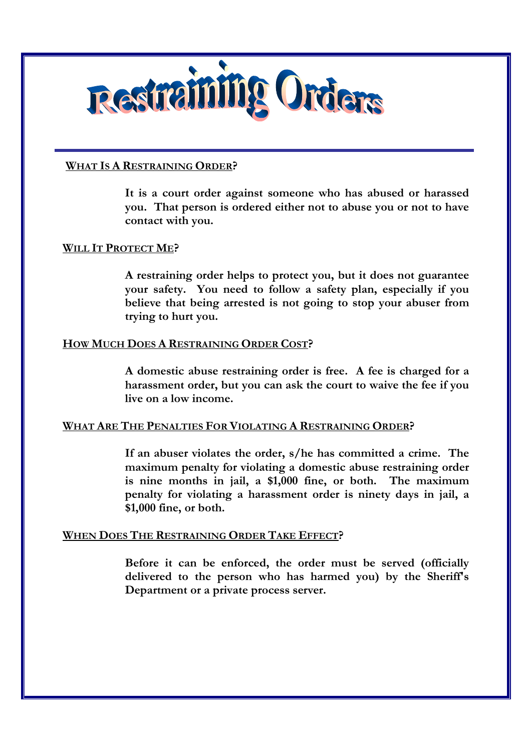# Restraining Orders

## WHAT IS A RESTRAINING ORDER?

**It is a court order against someone who has abused or harassed you. That person is ordered either not to abuse you or not to have contact with you.**

## WILL IT PROTECT ME?

**A restraining order helps to protect you, but it does not guarantee your safety. You need to follow a safety plan, especially if you believe that being arrested is not going to stop your abuser from trying to hurt you.**

## HOW MUCH DOES A RESTRAINING ORDER COST?

**A domestic abuse restraining order is free. A fee is charged for a harassment order, but you can ask the court to waive the fee if you live on a low income.**

## WHAT ARE THE PENALTIES FOR VIOLATING A RESTRAINING ORDER?

**If an abuser violates the order, s/he has committed a crime. The maximum penalty for violating a domestic abuse restraining order is nine months in jail, a $1,000 fine, or both. The maximum penalty for violating a harassment order is ninety days in jail, a $1,000 fine, or both.**

## WHEN DOES THE RESTRAINING ORDER TAKE EFFECT?

**Before it can be enforced, the order must be served (officially delivered to the person who has harmed you) by the Sheriff's Department or a private process server.**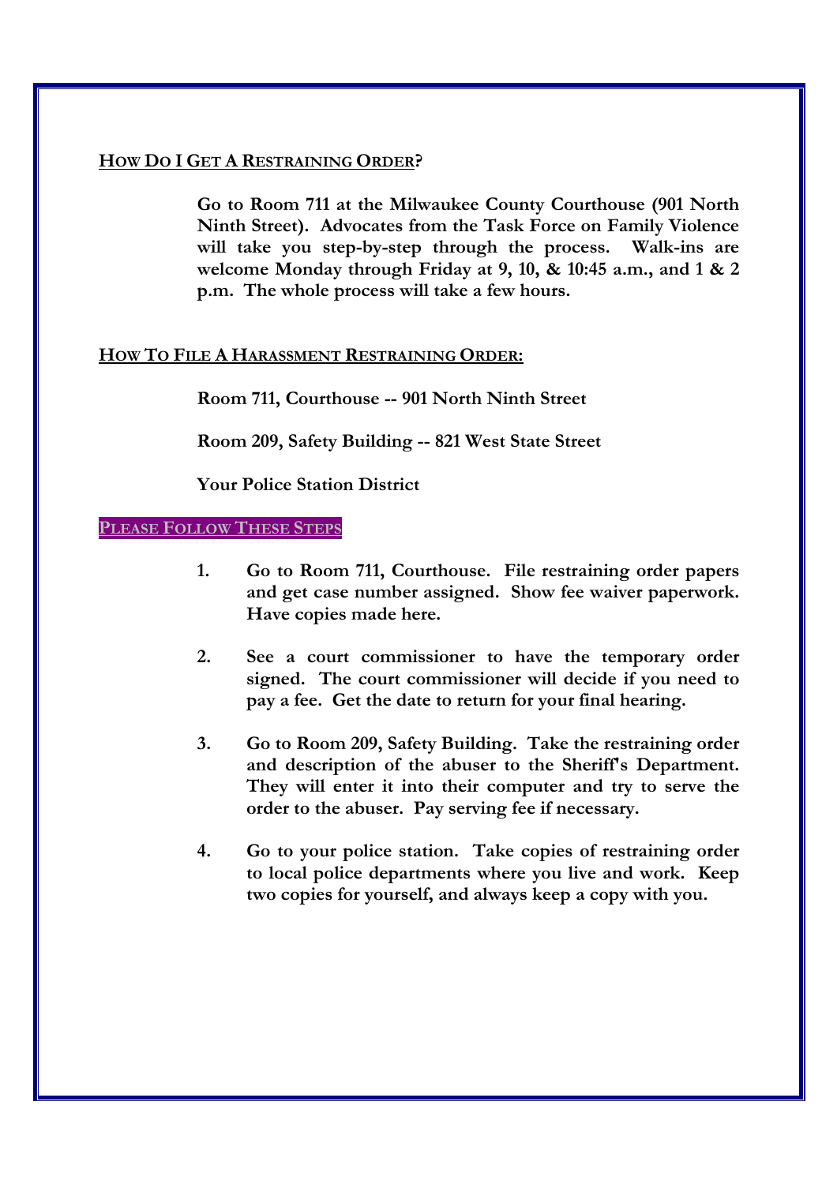## How Do I Get A Restraining Order?

**Go to Room 711 at the Milwaukee County Courthouse (901 North Ninth Street). Advocates from the Task Force on Family Violence will take you step-by-step through the process. Walk-ins are welcome Monday through Friday at 9, 10, & 10:45 a.m., and 1 & 2 p.m. The whole process will take a few hours.**

## How To File A Harassment Restraining Order:

**Room 711, Courthouse -- 901 North Ninth Street**

**Room 209, Safety Building -- 821 West State Street**

**Your Police Station District**

## Please Follow These Steps

1. **Go to Room 711, Courthouse. File restraining order papers and get case number assigned. Show fee waiver paperwork. Have copies made here.**

2. **See a court commissioner to have the temporary order signed. The court commissioner will decide if you need to pay a fee. Get the date to return for your final hearing.**

3. **Go to Room 209, Safety Building. Take the restraining order and description of the abuser to the Sheriff's Department. They will enter it into their computer and try to serve the order to the abuser. Pay serving fee if necessary.**

4. **Go to your police station. Take copies of restraining order to local police departments where you live and work. Keep two copies for yourself, and always keep a copy with you.**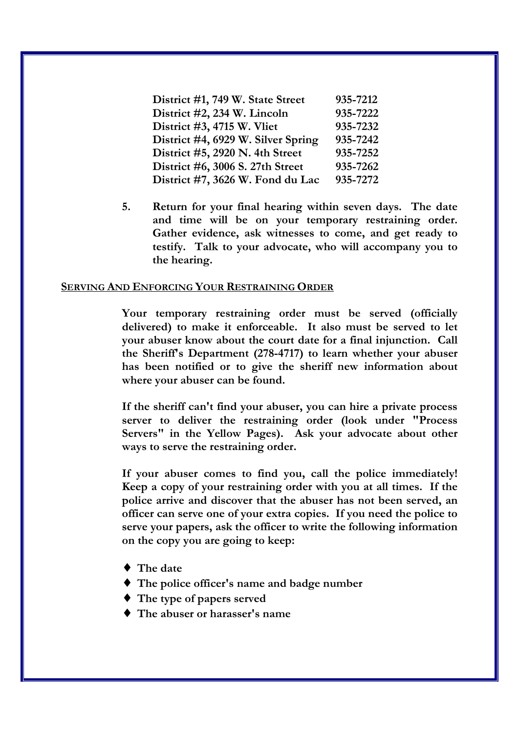| | |
|---|---|
| **District #1, 749 W. State Street** | **935-7212** |
| **District #2, 234 W. Lincoln** | **935-7222** |
| **District #3, 4715 W. Vliet** | **935-7232** |
| **District #4, 6929 W. Silver Spring** | **935-7242** |
| **District #5, 2920 N. 4th Street** | **935-7252** |
| **District #6, 3006 S. 27th Street** | **935-7262** |
| **District #7, 3626 W. Fond du Lac** | **935-7272** |

5. **Return for your final hearing within seven days. The date and time will be on your temporary restraining order. Gather evidence, ask witnesses to come, and get ready to testify. Talk to your advocate, who will accompany you to the hearing.**

## Serving And Enforcing Your Restraining Order

**Your temporary restraining order must be served (officially delivered) to make it enforceable. It also must be served to let your abuser know about the court date for a final injunction. Call the Sheriff's Department (278-4717) to learn whether your abuser has been notified or to give the sheriff new information about where your abuser can be found.**

**If the sheriff can't find your abuser, you can hire a private process server to deliver the restraining order (look under "Process Servers" in the Yellow Pages). Ask your advocate about other ways to serve the restraining order.**

**If your abuser comes to find you, call the police immediately! Keep a copy of your restraining order with you at all times. If the police arrive and discover that the abuser has not been served, an officer can serve one of your extra copies. If you need the police to serve your papers, ask the officer to write the following information on the copy you are going to keep:**

- **The date**
- **The police officer's name and badge number**
- **The type of papers served**
- **The abuser or harasser's name**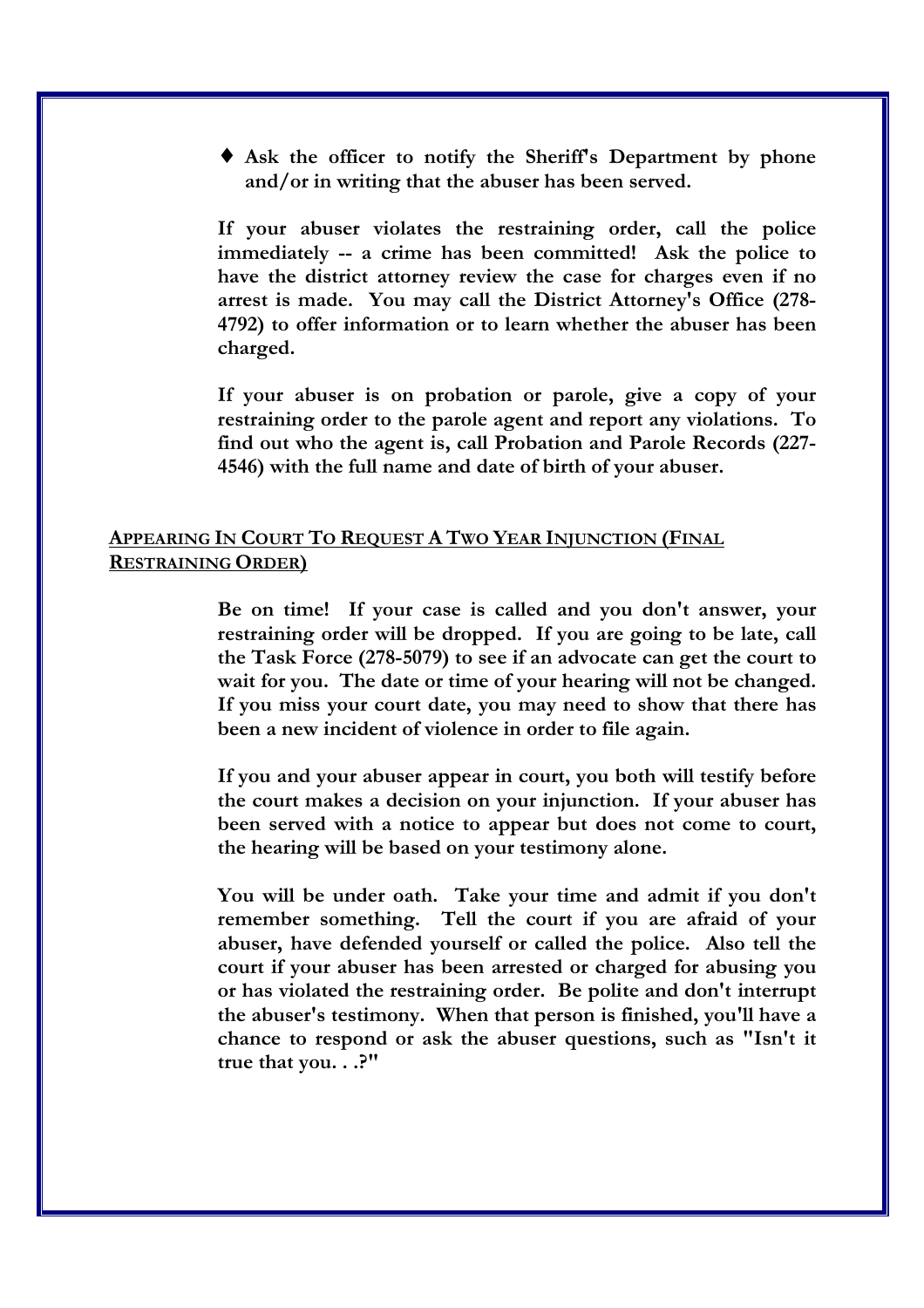- ♦ **Ask the officer to notify the Sheriff's Department by phone and/or in writing that the abuser has been served.**

**If your abuser violates the restraining order, call the police immediately -- a crime has been committed! Ask the police to have the district attorney review the case for charges even if no arrest is made. You may call the District Attorney's Office (278-4792) to offer information or to learn whether the abuser has been charged.**

**If your abuser is on probation or parole, give a copy of your restraining order to the parole agent and report any violations. To find out who the agent is, call Probation and Parole Records (227-4546) with the full name and date of birth of your abuser.**

## APPEARING IN COURT TO REQUEST A TWO YEAR INJUNCTION (FINAL RESTRAINING ORDER)

**Be on time! If your case is called and you don't answer, your restraining order will be dropped. If you are going to be late, call the Task Force (278-5079) to see if an advocate can get the court to wait for you. The date or time of your hearing will not be changed. If you miss your court date, you may need to show that there has been a new incident of violence in order to file again.**

**If you and your abuser appear in court, you both will testify before the court makes a decision on your injunction. If your abuser has been served with a notice to appear but does not come to court, the hearing will be based on your testimony alone.**

**You will be under oath. Take your time and admit if you don't remember something. Tell the court if you are afraid of your abuser, have defended yourself or called the police. Also tell the court if your abuser has been arrested or charged for abusing you or has violated the restraining order. Be polite and don't interrupt the abuser's testimony. When that person is finished, you'll have a chance to respond or ask the abuser questions, such as "Isn't it true that you. . .?"**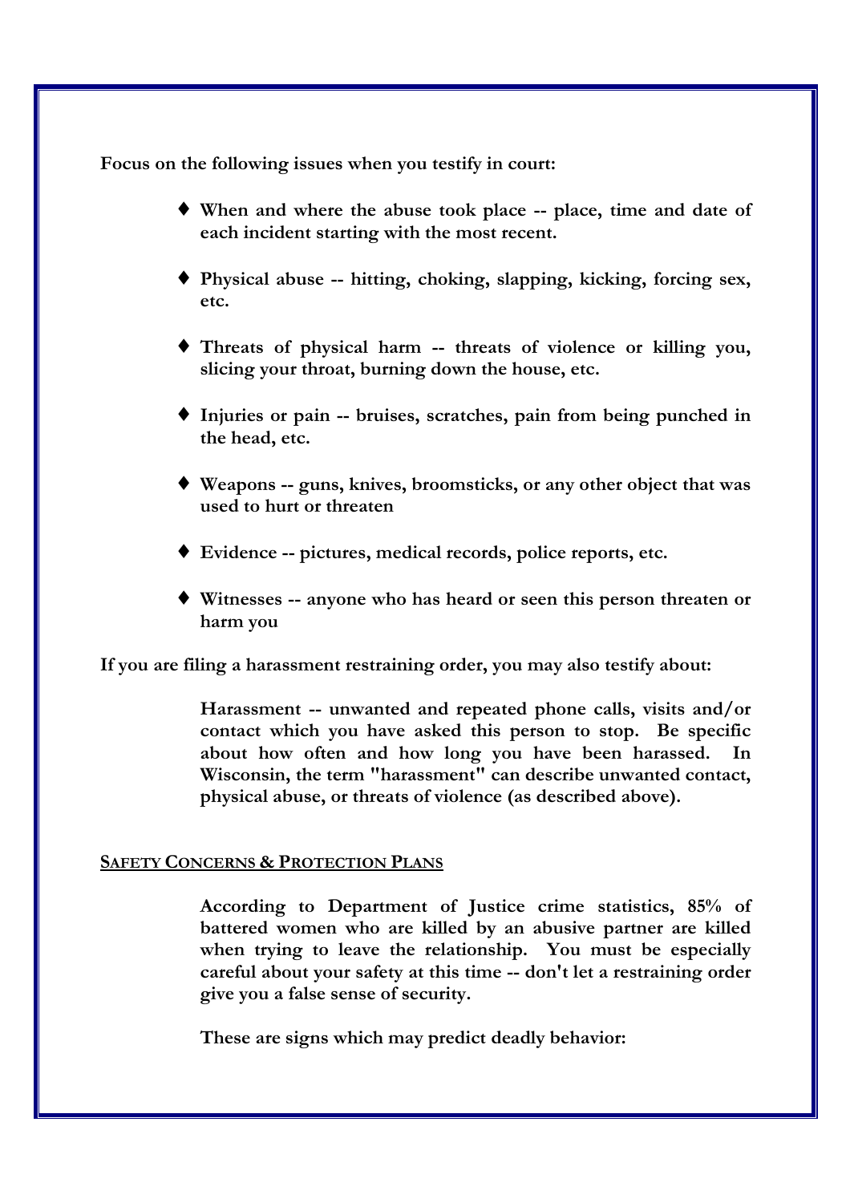**Focus on the following issues when you testify in court:**

- **When and where the abuse took place -- place, time and date of each incident starting with the most recent.**
- **Physical abuse -- hitting, choking, slapping, kicking, forcing sex, etc.**
- **Threats of physical harm -- threats of violence or killing you, slicing your throat, burning down the house, etc.**
- **Injuries or pain -- bruises, scratches, pain from being punched in the head, etc.**
- **Weapons -- guns, knives, broomsticks, or any other object that was used to hurt or threaten**
- **Evidence -- pictures, medical records, police reports, etc.**
- **Witnesses -- anyone who has heard or seen this person threaten or harm you**

**If you are filing a harassment restraining order, you may also testify about:**

> **Harassment -- unwanted and repeated phone calls, visits and/or contact which you have asked this person to stop. Be specific about how often and how long you have been harassed. In Wisconsin, the term "harassment" can describe unwanted contact, physical abuse, or threats of violence (as described above).**

## SAFETY CONCERNS & PROTECTION PLANS

> **According to Department of Justice crime statistics, 85% of battered women who are killed by an abusive partner are killed when trying to leave the relationship. You must be especially careful about your safety at this time -- don't let a restraining order give you a false sense of security.**
>
> **These are signs which may predict deadly behavior:**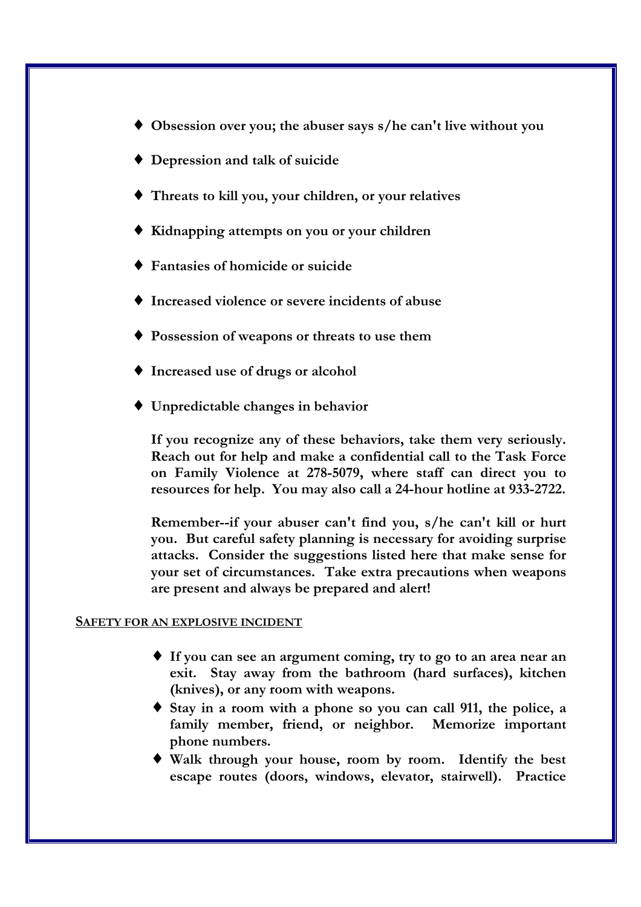- **Obsession over you; the abuser says s/he can't live without you**
- **Depression and talk of suicide**
- **Threats to kill you, your children, or your relatives**
- **Kidnapping attempts on you or your children**
- **Fantasies of homicide or suicide**
- **Increased violence or severe incidents of abuse**
- **Possession of weapons or threats to use them**
- **Increased use of drugs or alcohol**
- **Unpredictable changes in behavior**

**If you recognize any of these behaviors, take them very seriously. Reach out for help and make a confidential call to the Task Force on Family Violence at 278-5079, where staff can direct you to resources for help. You may also call a 24-hour hotline at 933-2722.**

**Remember--if your abuser can't find you, s/he can't kill or hurt you. But careful safety planning is necessary for avoiding surprise attacks. Consider the suggestions listed here that make sense for your set of circumstances. Take extra precautions when weapons are present and always be prepared and alert!**

## SAFETY FOR AN EXPLOSIVE INCIDENT

- **If you can see an argument coming, try to go to an area near an exit. Stay away from the bathroom (hard surfaces), kitchen (knives), or any room with weapons.**
- **Stay in a room with a phone so you can call 911, the police, a family member, friend, or neighbor. Memorize important phone numbers.**
- **Walk through your house, room by room. Identify the best escape routes (doors, windows, elevator, stairwell). Practice**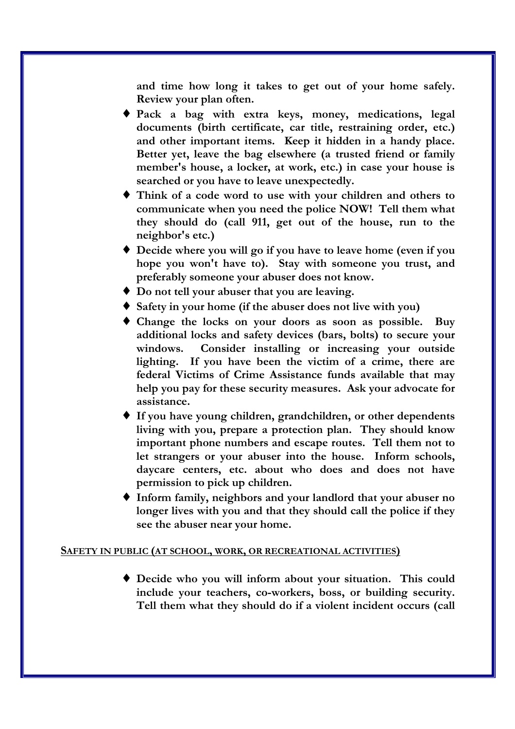**and time how long it takes to get out of your home safely. Review your plan often.**

- **Pack a bag with extra keys, money, medications, legal documents (birth certificate, car title, restraining order, etc.) and other important items. Keep it hidden in a handy place. Better yet, leave the bag elsewhere (a trusted friend or family member's house, a locker, at work, etc.) in case your house is searched or you have to leave unexpectedly.**
- **Think of a code word to use with your children and others to communicate when you need the police NOW! Tell them what they should do (call 911, get out of the house, run to the neighbor's etc.)**
- **Decide where you will go if you have to leave home (even if you hope you won't have to). Stay with someone you trust, and preferably someone your abuser does not know.**
- **Do not tell your abuser that you are leaving.**
- **Safety in your home (if the abuser does not live with you)**
- **Change the locks on your doors as soon as possible. Buy additional locks and safety devices (bars, bolts) to secure your windows. Consider installing or increasing your outside lighting. If you have been the victim of a crime, there are federal Victims of Crime Assistance funds available that may help you pay for these security measures. Ask your advocate for assistance.**
- **If you have young children, grandchildren, or other dependents living with you, prepare a protection plan. They should know important phone numbers and escape routes. Tell them not to let strangers or your abuser into the house. Inform schools, daycare centers, etc. about who does and does not have permission to pick up children.**
- **Inform family, neighbors and your landlord that your abuser no longer lives with you and that they should call the police if they see the abuser near your home.**

## SAFETY IN PUBLIC (AT SCHOOL, WORK, OR RECREATIONAL ACTIVITIES)

- **Decide who you will inform about your situation. This could include your teachers, co-workers, boss, or building security. Tell them what they should do if a violent incident occurs (call**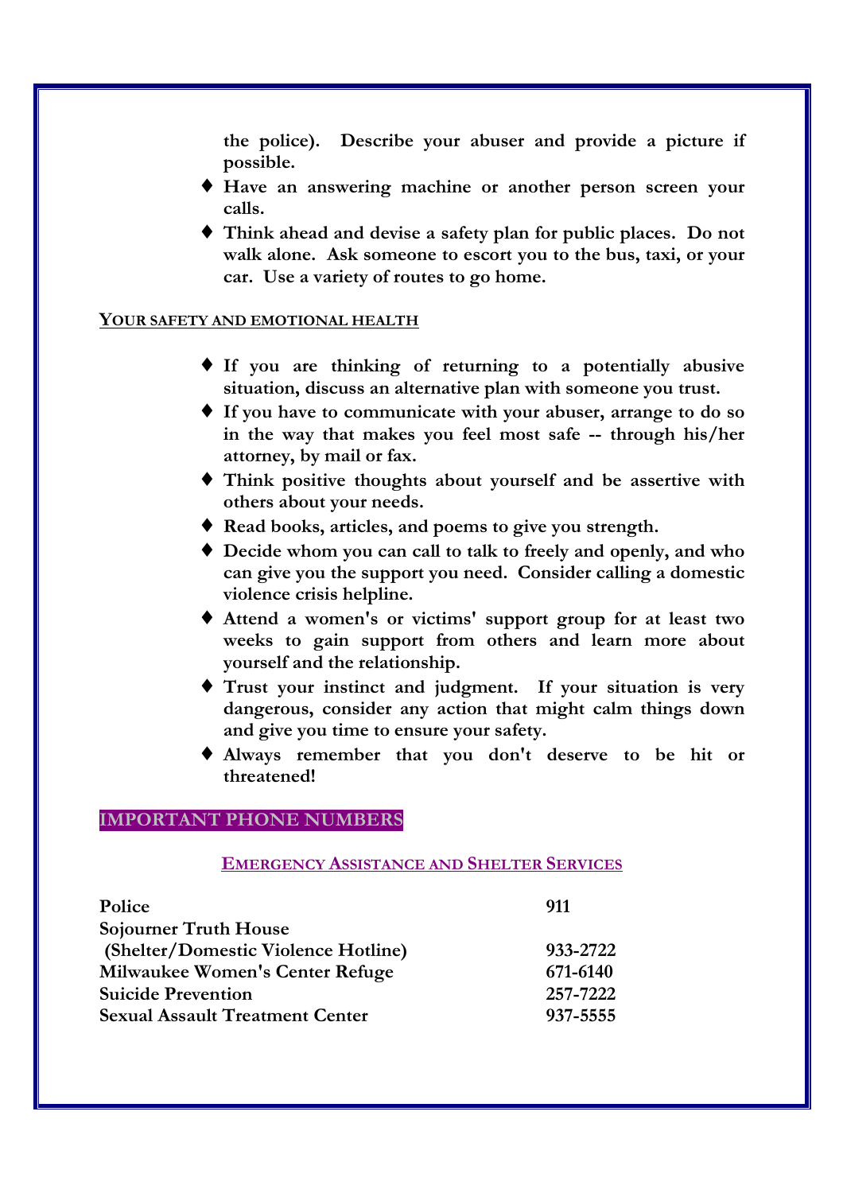**the police). Describe your abuser and provide a picture if possible.**

- **Have an answering machine or another person screen your calls.**
- **Think ahead and devise a safety plan for public places. Do not walk alone. Ask someone to escort you to the bus, taxi, or your car. Use a variety of routes to go home.**

## YOUR SAFETY AND EMOTIONAL HEALTH

- **If you are thinking of returning to a potentially abusive situation, discuss an alternative plan with someone you trust.**
- **If you have to communicate with your abuser, arrange to do so in the way that makes you feel most safe -- through his/her attorney, by mail or fax.**
- **Think positive thoughts about yourself and be assertive with others about your needs.**
- **Read books, articles, and poems to give you strength.**
- **Decide whom you can call to talk to freely and openly, and who can give you the support you need. Consider calling a domestic violence crisis helpline.**
- **Attend a women's or victims' support group for at least two weeks to gain support from others and learn more about yourself and the relationship.**
- **Trust your instinct and judgment. If your situation is very dangerous, consider any action that might calm things down and give you time to ensure your safety.**
- **Always remember that you don't deserve to be hit or threatened!**

## IMPORTANT PHONE NUMBERS

### EMERGENCY ASSISTANCE AND SHELTER SERVICES

| | |
|---|---|
| **Police** | **911** |
| **Sojourner Truth House (Shelter/Domestic Violence Hotline)** | **933-2722** |
| **Milwaukee Women's Center Refuge** | **671-6140** |
| **Suicide Prevention** | **257-7222** |
| **Sexual Assault Treatment Center** | **937-5555** |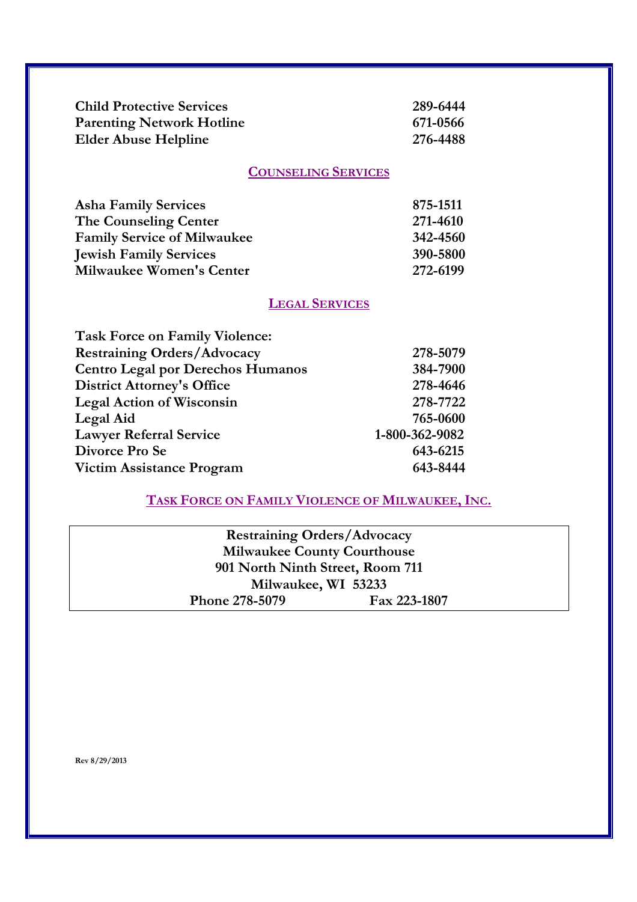| | |
|---|---|
| **Child Protective Services** | **289-6444** |
| **Parenting Network Hotline** | **671-0566** |
| **Elder Abuse Helpline** | **276-4488** |

## COUNSELING SERVICES

| | |
|---|---|
| **Asha Family Services** | **875-1511** |
| **The Counseling Center** | **271-4610** |
| **Family Service of Milwaukee** | **342-4560** |
| **Jewish Family Services** | **390-5800** |
| **Milwaukee Women's Center** | **272-6199** |

## LEGAL SERVICES

| | |
|---|---|
| **Task Force on Family Violence:** | |
| **Restraining Orders/Advocacy** | **278-5079** |
| **Centro Legal por Derechos Humanos** | **384-7900** |
| **District Attorney's Office** | **278-4646** |
| **Legal Action of Wisconsin** | **278-7722** |
| **Legal Aid** | **765-0600** |
| **Lawyer Referral Service** | **1-800-362-9082** |
| **Divorce Pro Se** | **643-6215** |
| **Victim Assistance Program** | **643-8444** |

## TASK FORCE ON FAMILY VIOLENCE OF MILWAUKEE, INC.

**Restraining Orders/Advocacy**
**Milwaukee County Courthouse**
**901 North Ninth Street, Room 711**
**Milwaukee, WI 53233**
**Phone 278-5079** **Fax 223-1807**

**Rev 8/29/2013**